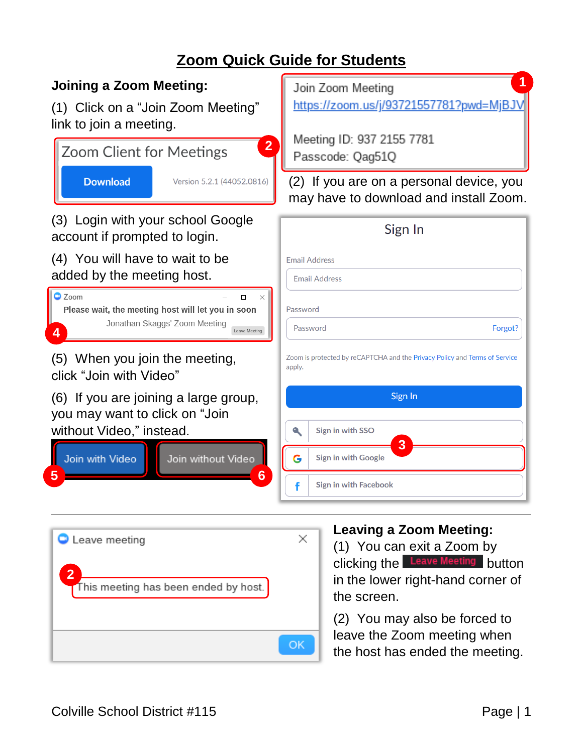# Zoom Quick Guide for Students

## Joining a Zoom Meeting:

(1) Click on a "Join Zoom Meeting" link to join a meeting.

Join Zoom Meeting
https://zoom.us/j/93721557781?pwd=MjBJV

Meeting ID: 937 2155 7781
Passcode: Qag51Q

(2) If you are on a personal device, you may have to download and install Zoom.

Zoom Client for Meetings
Download
Version 5.2.1 (44052.0816)

(3) Login with your school Google account if prompted to login.

Sign In
Email Address
Password
Forgot?
Zoom is protected by reCAPTCHA and the Privacy Policy and Terms of Service apply.
Sign In
Sign in with SSO
Sign in with Google
Sign in with Facebook

(4) You will have to wait to be added by the meeting host.

Zoom
Please wait, the meeting host will let you in soon
Jonathan Skaggs' Zoom Meeting
Leave Meeting

(5) When you join the meeting, click "Join with Video"

(6) If you are joining a large group, you may want to click on "Join without Video," instead.

Join with Video | Join without Video

---

## Leaving a Zoom Meeting:

(1) You can exit a Zoom by clicking the **Leave Meeting** button in the lower right-hand corner of the screen.

(2) You may also be forced to leave the Zoom meeting when the host has ended the meeting.

Leave meeting
This meeting has been ended by host.
OK

Colville School District #115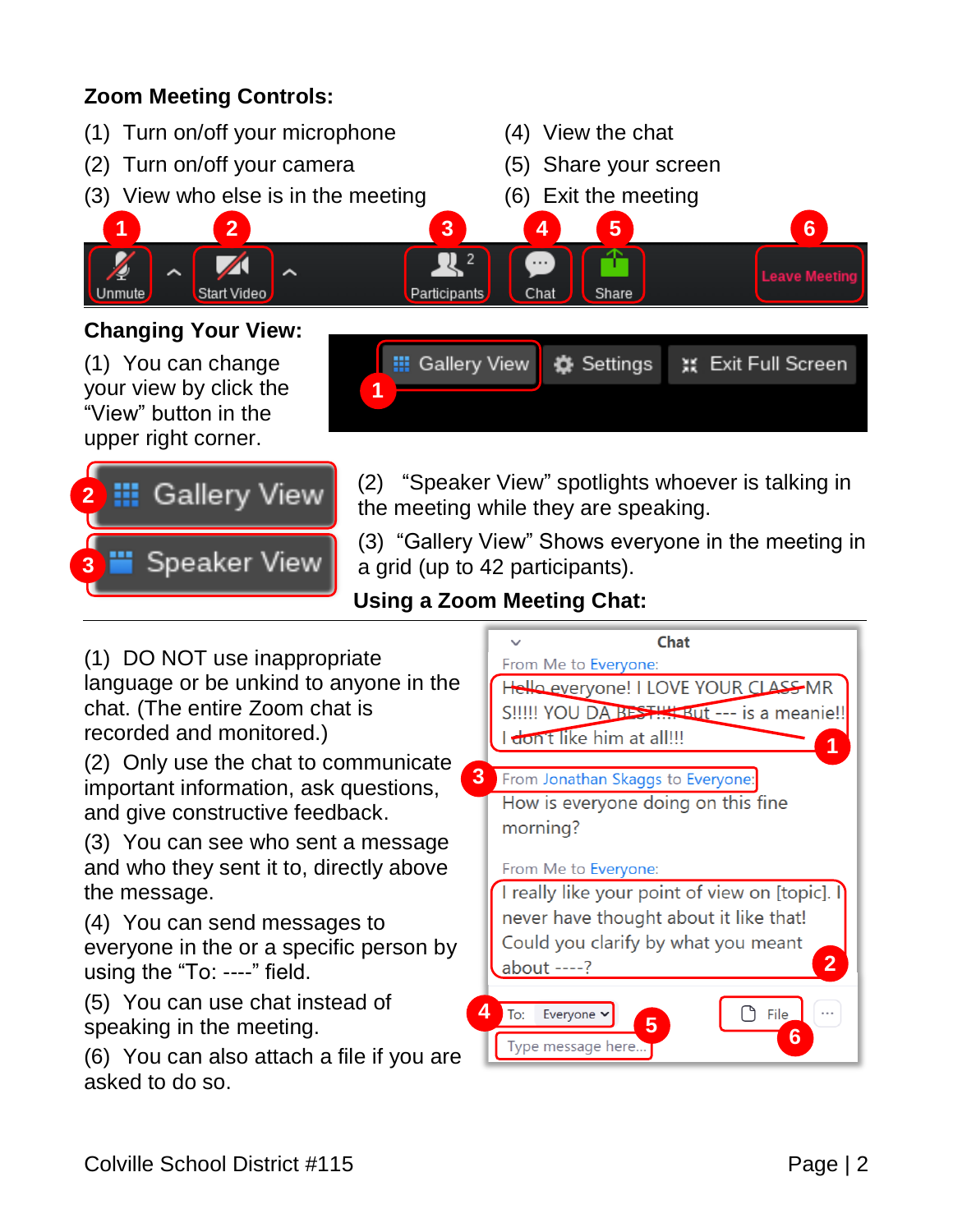**Zoom Meeting Controls:**

(1) Turn on/off your microphone
(2) Turn on/off your camera
(3) View who else is in the meeting
(4) View the chat
(5) Share your screen
(6) Exit the meeting

**Changing Your View:**

(1) You can change your view by click the "View" button in the upper right corner.

(2) "Speaker View" spotlights whoever is talking in the meeting while they are speaking.

(3) "Gallery View" Shows everyone in the meeting in a grid (up to 42 participants).

**Using a Zoom Meeting Chat:**

(1) DO NOT use inappropriate language or be unkind to anyone in the chat. (The entire Zoom chat is recorded and monitored.)

(2) Only use the chat to communicate important information, ask questions, and give constructive feedback.

(3) You can see who sent a message and who they sent it to, directly above the message.

(4) You can send messages to everyone in the or a specific person by using the "To: ----" field.

(5) You can use chat instead of speaking in the meeting.

(6) You can also attach a file if you are asked to do so.

Colville School District #115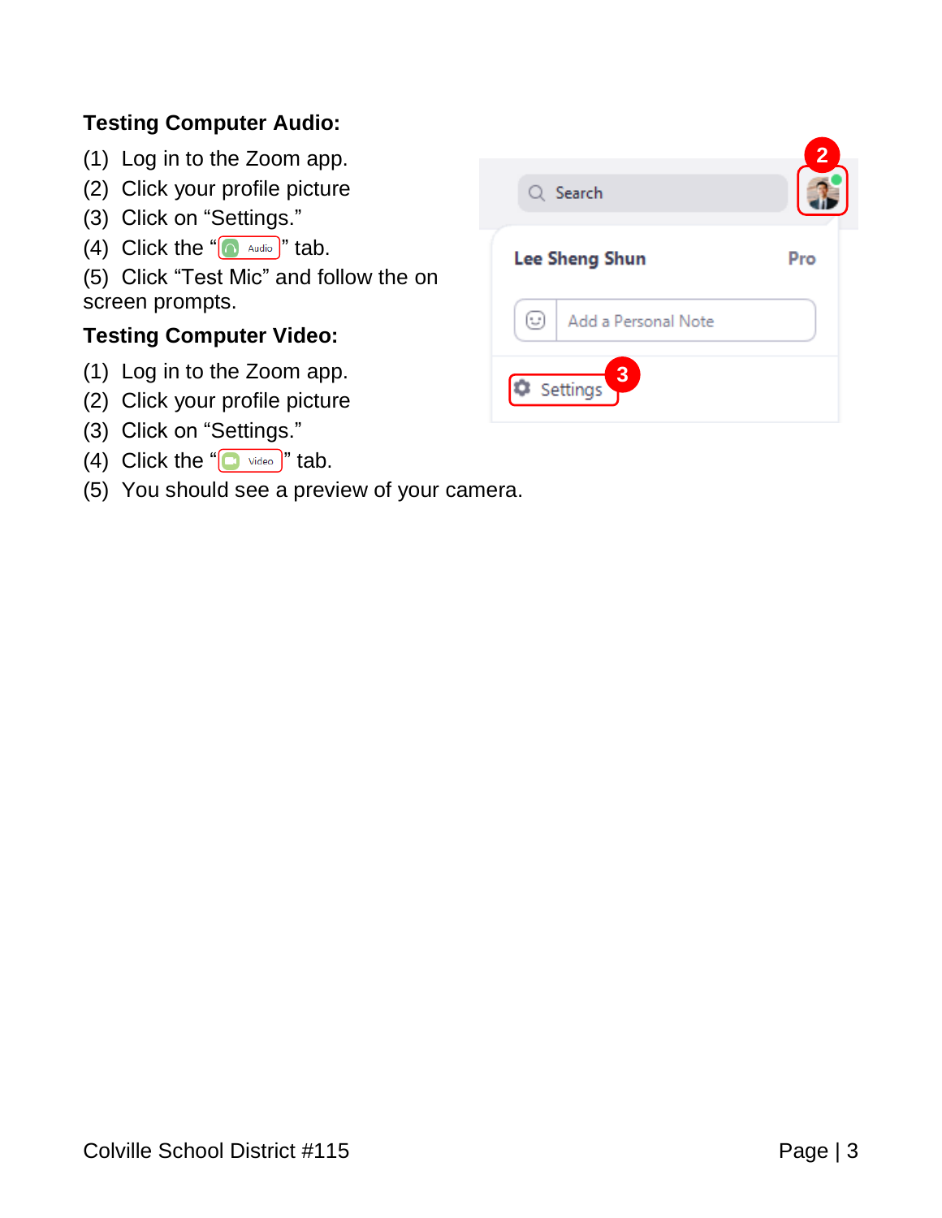**Testing Computer Audio:**

(1) Log in to the Zoom app.
(2) Click your profile picture
(3) Click on “Settings.”
(4) Click the “Audio” tab.
(5) Click “Test Mic” and follow the on screen prompts.

**Testing Computer Video:**

(1) Log in to the Zoom app.
(2) Click your profile picture
(3) Click on “Settings.”
(4) Click the “Video” tab.
(5) You should see a preview of your camera.